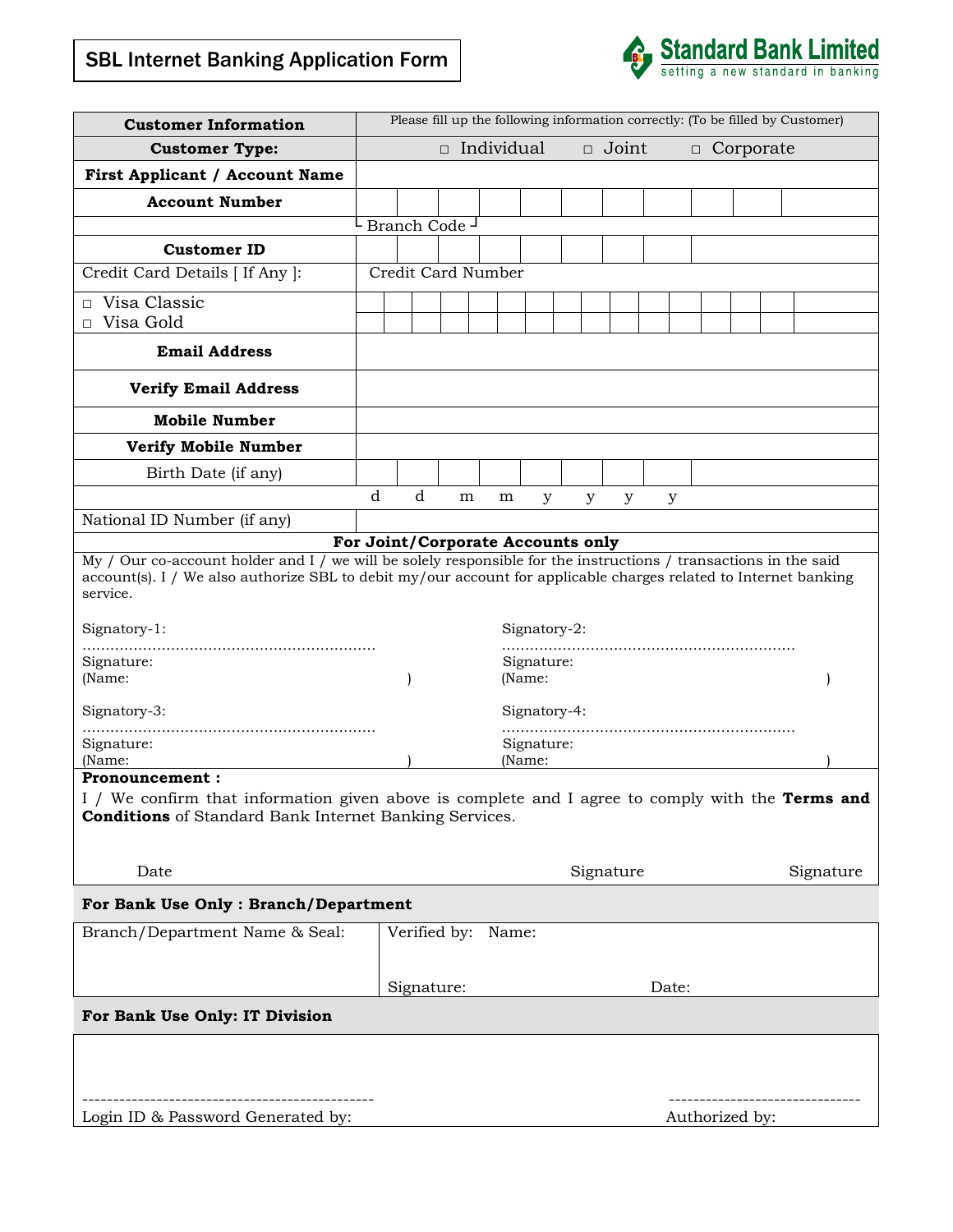# SBL Internet Banking Application Form

**Standard Bank Limited**
setting a new standard in banking

| **Customer Information** | Please fill up the following information correctly: (To be filled by Customer) |
|---|---|
| **Customer Type:** | □ Individual □ Joint □ Corporate |
| **First Applicant / Account Name** | |
| **Account Number** | |
| | └ Branch Code ┘ |
| **Customer ID** | |
| Credit Card Details [ If Any ]: | Credit Card Number |
| □ Visa Classic<br>□ Visa Gold | |
| **Email Address** | |
| **Verify Email Address** | |
| **Mobile Number** | |
| **Verify Mobile Number** | |
| Birth Date (if any) | |
| | d d m m y y y y |
| National ID Number (if any) | |

**For Joint/Corporate Accounts only**

My / Our co-account holder and I / we will be solely responsible for the instructions / transactions in the said account(s). I / We also authorize SBL to debit my/our account for applicable charges related to Internet banking service.

Signatory-1:
..............................................................
Signature:
(Name: )

Signatory-2:
..............................................................
Signature:
(Name: )

Signatory-3:
..............................................................
Signature:
(Name: )

Signatory-4:
..............................................................
Signature:
(Name: )

**Pronouncement :**

I / We confirm that information given above is complete and I agree to comply with the **Terms and Conditions** of Standard Bank Internet Banking Services.

Date Signature Signature

**For Bank Use Only : Branch/Department**

| Branch/Department Name & Seal: | Verified by: Name:<br><br>Signature: Date: |
|---|---|

**For Bank Use Only: IT Division**

-----------------------------------------------
Login ID & Password Generated by:

-------------------------------
Authorized by: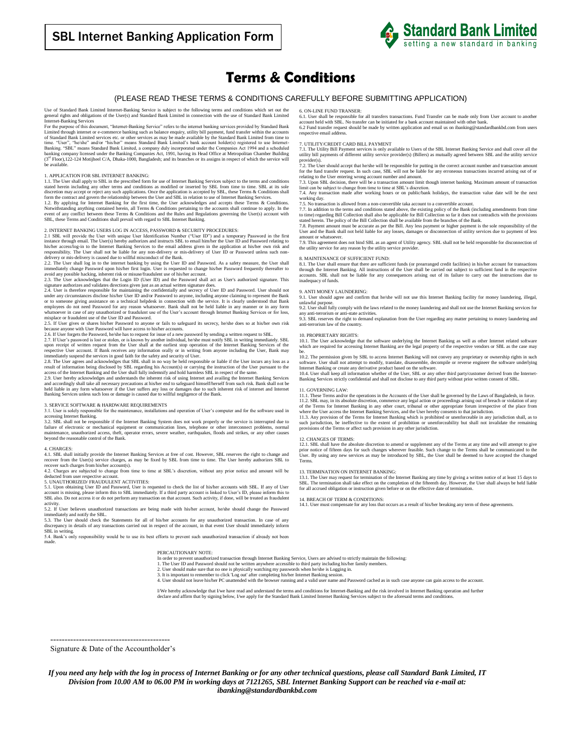# SBL Internet Banking Application Form

**Standard Bank Limited**
setting a new standard in banking

# Terms & Conditions

(PLEASE READ THESE TERMS & CONDITIONS CAREFULLY BEFORE SUBMITTING APPLICATION)

Use of Standard Bank Limited Internet-Banking Service is subject to the following terms and conditions which set out the general rights and obligations of the User(s) and Standard Bank Limited in connection with the use of Standard Bank Limited Internet-Banking Services

For the purpose of this document, "Internet-Banking Service" refers to the internet banking services provided by Standard Bank Limited through internet or e-commerce banking such as balance enquiry, utility bill payment, fund transfer within the accounts of Standard Bank Limited services etc. or other services as may be made available by the Standard Bank Limited from time to time. "User", "he/she" and/or "his/her" means Standard Bank Limited's bank account holder(s) registered to use Internet-Banking. "SBL" means Standard Bank Limited, a company duly incorporated under the Companies Act 1994 and a scheduled banking company licensed under the Banking Companies Act, 1991, having its Head Office at Metropolitan Chamber Building (3rd Floor),122-124 Motijheel C/A, Dhaka-1000, Bangladesh; and its branches or its assigns in respect of which the service will be available.

1. APPLICATION FOR SBL INTERNET BANKING:
1.1. The User shall apply to SBL in the prescribed form for use of Internet Banking Services subject to the terms and conditions stated herein including any other terms and conditions as modified or inserted by SBL from time to time. SBL at its sole discretion may accept or reject any such applications. Once the application is accepted by SBL, these Terms & Conditions shall form the contract and govern the relationship between the User and SBL in relation to use of Internet Banking Services.
1.2. By applying for Internet Banking for the first time, the User acknowledges and accepts these Terms & Conditions. Notwithstanding anything contained herein, all Terms & Conditions pertaining to the accounts shall continue to apply. In the event of any conflict between these Terms & Conditions and the Rules and Regulations governing the User(s) account with SBL, these Terms and Conditions shall prevail with regard to SBL Internet Banking.

2. INTERNET BANKING USERS LOG IN ACCESS, PASSWORD & SECURITY PROCEDURES:
2.1 SBL will provide the User with unique User Identification Number ("User ID") and a temporary Password in the first instance through email. The User(s) hereby authorizes and instructs SBL to email him/her the User ID and Password relating to his/her access/log-in to the Internet Banking Services to the email address given in the application at his/her own risk and responsibility. The User shall not be liable for any non-delivery or mis-delivery of User ID or Password unless such non-delivery or mis-delivery is caused due to willful misconduct of the Bank.
2.2. The User shall log in to the internet banking by using the User ID and Password. As a safety measure, the User shall immediately change Password upon his/her first login. User is requested to change his/her Password frequently thereafter to avoid any possible hacking, inherent risk or misuse/fraudulent use of his/her account.
2.3. The User acknowledges that the Login ID (User ID) and the Password shall act as User's authorized signature. This signature authorizes and validates directions given just as an actual written signature does.
2.4. User is therefore responsible for maintaining the confidentially and secrecy of User ID and Password. User should not under any circumstances disclose his/her User ID and/or Password to anyone, including anyone claiming to represent the Bank or to someone giving assistance on a technical helpdesk in connection with the service. It is clearly understood that Bank employees do not need Password for any reason whatsoever. Bank shall not be held liable in any manner or in any form whatsoever in case of any unauthorized or fraudulent use of the User's account through Internet Banking Services or for loss, misplace or fraudulent use of the User ID and Password.
2.5. If User gives or shares his/her Password to anyone or fails to safeguard its secrecy, he/she does so at his/her own risk because anyone with User Password will have access to his/her accounts.
2.6. If User forgets the Password, he/she has to request for issue of a new password by sending a written request to SBL.
2.7. If User's password is lost or stolen, or is known by another individual, he/she must notify SBL in writing immediately. SBL upon receipt of written request from the User shall at the earliest stop operation of the Internet Banking Services of the respective User account. If Bank receives any information orally or in writing from anyone including the User, Bank may immediately suspend the services in good faith for the safety and security of User.
2.8. The User agrees and acknowledges that SBL shall in no way be held responsible or liable if the User incurs any loss as a result of information being disclosed by SBL regarding his Account(s) or carrying the instruction of the User pursuant to the access of the Internet Banking and the User shall fully indemnify and hold harmless SBL in respect of the same.
2.9. User hereby acknowledges and understands the inherent risk of using Internet and availing the Internet Banking Services and accordingly shall take all necessary precautions at his/her end to safeguard himself/herself from such risk. Bank shall not be held liable in any form whatsoever if the User suffers any loss or damages due to such inherent risk of internet and Internet Banking Services unless such loss or damage is caused due to willful negligence of the Bank.

3. SERVICE SOFTWARE & HARDWARE REQUIREMENTS
3.1. User is solely responsible for the maintenance, installations and operation of User's computer and for the software used in accessing Internet Banking.
3.2. SBL shall not be responsible if the Internet Banking System does not work properly or the service is interrupted due to failure of electronic or mechanical equipment or communication lines, telephone or other interconnect problems, normal maintenance, unauthorized access, theft, operator errors, severe weather, earthquakes, floods and strikes, or any other causes beyond the reasonable control of the Bank.

4. CHARGES:
4.1. SBL shall initially provide the Internet Banking Services at free of cost. However, SBL reserves the right to change and recover from the User(s) service charges, as may be fixed by SBL from time to time. The User hereby authorizes SBL to recover such charges from his/her account(s).
4.2. Charges are subjected to change from time to time at SBL's discretion, without any prior notice and amount will be deducted from user respective account.

5. UNAUTHORIZED/ FRAUDULENT ACTIVITIES:
5.1. Upon obtaining User ID and Password, User is requested to check the list of his/her accounts with SBL. If any of User account is missing, please inform this to SBL immediately. If a third party account is linked to User's ID, please inform this to SBL also. Do not access it or do not perform any transaction on that account. Such activity, if done, will be treated as fraudulent activity.
5.2. If User believes unauthorized transactions are being made with his/her account, he/she should change the Password immediately and notify the SBL.
5.3. The User should check the Statements for all of his/her accounts for any unauthorized transaction. In case of any discrepancy in details of any transactions carried out in respect of the account, in that event User should immediately inform SBL in writing.
5.4. Bank's only responsibility would be to use its best efforts to prevent such unauthorized transaction if already not been made.

6. ON-LINE FUND TRANSER:
6.1. User shall be responsible for all transfers transactions. Fund Transfer can be made only from User account to another account held with SBL. No transfer can be initiated for a bank account maintained with other bank.
6.2 Fund transfer request should be made by written application and email us on ibanking@standardbankbd.com from users respective email address.

7. UTILITY/CREDIT CARD BILL PAYMENT
7.1. The Utility Bill Payment services is only available to Users of the SBL Internet Banking Service and shall cover all the utility bill payments of different utility service provider(s) (Billers) as mutually agreed between SBL and the utility service provider(s).
7.2. The User should accept that he/she will be responsible for putting in the correct account number and transaction amount for the fund transfer request. In such case, SBL will not be liable for any erroneous transactions incurred arising out of or relating to the User entering wrong account number and amount.
7.3. Upon SBL decision, there will be a transaction amount limit though internet banking. Maximum amount of transaction limit can be subject to change from time to time at SBL's discretion.
7.4. Any transaction made after working hours or on public/bank holidays, the transaction value date will be the next working day.
7.5. No transaction is allowed from a non-convertible taka account to a convertible account.
7.7. In addition to the terms and conditions stated above, the existing policy of the Bank (including amendments from time to time) regarding Bill Collection shall also be applicable for Bill Collection so far it does not contradicts with the provisions stated herein. The policy of the Bill Collection shall be available from the branches of the Bank.
7.8. Payment amount must be accurate as per the Bill. Any less payment or higher payment is the sole responsibility of the User and the Bank shall not held liable for any losses, damages or disconnection of utility services due to payment of less amount or whatsoever.
7.9. This agreement does not bind SBL as an agent of Utility agency. SBL shall not be held responsible for disconnection of the utility service for any reason by the utility service provider.

8. MAINTENANCE OF SUFFICIENT FUND:
8.1. The User shall ensure that there are sufficient funds (or prearranged credit facilities) in his/her account for transactions through the Internet Banking. All instructions of the User shall be carried out subject to sufficient fund in the respective accounts. SBL shall not be liable for any consequences arising out of its failure to carry out the instructions due to inadequacy of funds.

9. ANTI MONEY LAUNDERING:
9.1. User should agree and confirm that he/she will not use this Internet Banking facility for money laundering, illegal, unlawful purpose.
9.2. User shall fully comply with the laws related to the money laundering and shall not use the Internet Banking services for any anti-terrorism or anti-state activities.
9.3. SBL reserves the right to demand explanation from the User regarding any matter pertaining to money laundering and anti-terrorism law of the country.

10. PROPRIETARY RIGHTS:
10.1. The User acknowledge that the software underlying the Internet Banking as well as other Internet related software which are required for accessing Internet Banking are the legal property of the respective vendors or SBL as the case may be.
10.2. The permission given by SBL to access Internet Banking will not convey any proprietary or ownership rights in such software. User shall not attempt to modify, translate, disassemble, decompile or reverse engineer the software underlying Internet Banking or create any derivative product based on the software.
10.4. User shall keep all information whether of the User, SBL or any other third party/customer derived from the Internet-Banking Services strictly confidential and shall not disclose to any third party without prior written consent of SBL.

11. GOVERNING LAW:
11.1. These Terms and/or the operations in the Accounts of the User shall be governed by the Laws of Bangladesh, in force.
11.2. SBL may, in its absolute discretion, commence any legal action or proceedings arising out of breach or violation of any of the Terms for Internet Banking in any other court, tribunal or other appropriate forum irrespective of the place from where the User access the Internet Banking Services, and the User hereby consents to that jurisdiction.
11.3. Any provision of the Terms for Internet Banking which is prohibited or unenforceable in any jurisdiction shall, as to such jurisdiction, be ineffective to the extent of prohibition or unenforceability but shall not invalidate the remaining provisions of the Terms or affect such provision in any other jurisdiction.

12. CHANGES OF TERMS:
12.1. SBL shall have the absolute discretion to amend or supplement any of the Terms at any time and will attempt to give prior notice of fifteen days for such changes wherever feasible. Such change to the Terms shall be communicated to the User. By using any new services as may be introduced by SBL, the User shall be deemed to have accepted the changed Terms.

13. TERMINATION ON INTERNET BANKING:
13.1. The User may request for termination of the Internet Banking any time by giving a written notice of at least 15 days to SBL. The termination shall take effect on the completion of the fifteenth day. However, the User shall always be held liable for all accrued obligation or instruction given before or on the effective date of termination.

14. BREACH OF TERM & CONDITIONS:
14.1. User must compensate for any loss that occurs as a result of his/her breaking any term of these agreements.

PERCAUTIONARY NOTE:
In order to prevent unauthorized transaction through Internet Banking Service, Users are advised to strictly maintain the following:
1. The User ID and Password should not be written anywhere accessible to third party including his/her family members.
2. User should make sure that no one is physically watching my passwords when he/she is Logging in.
3. It is important to remember to click 'Log out' after completing his/her Internet Banking session.
4. User should not leave his/her PC unattended with the browser running and a valid user name and Password cached as in such case anyone can gain access to the account.

I/We hereby acknowledge that I/we have read and understand the terms and conditions for Internet-Banking and the risk involved in Internet Banking operation and further declare and affirm that by signing below, I/we apply for the Standard Bank Limited Internet Banking Services subject to the aforesaid terms and conditions.

-------------------------------------------
Signature & Date of the Accountholder's

***If you need any help with the log in process of Internet Banking or for any other technical questions, please call Standard Bank Limited, IT Division from 10.00 AM to 06.00 PM in working days at 7121265, SBL Internet Banking Support can be reached via e-mail at: ibanking@standardbankbd.com***